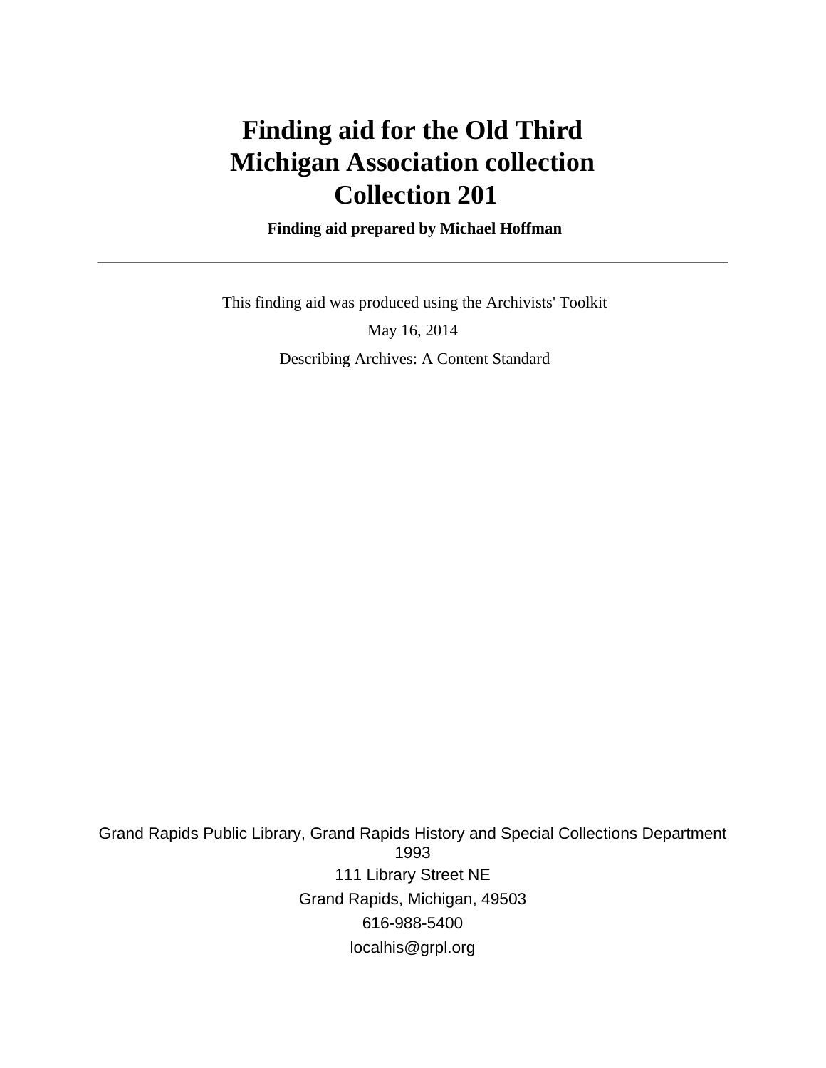# Finding aid for the Old Third Michigan Association collection Collection 201

**Finding aid prepared by Michael Hoffman**

---

This finding aid was produced using the Archivists' Toolkit

May 16, 2014

Describing Archives: A Content Standard

Grand Rapids Public Library, Grand Rapids History and Special Collections Department
1993

111 Library Street NE

Grand Rapids, Michigan, 49503

616-988-5400

localhis@grpl.org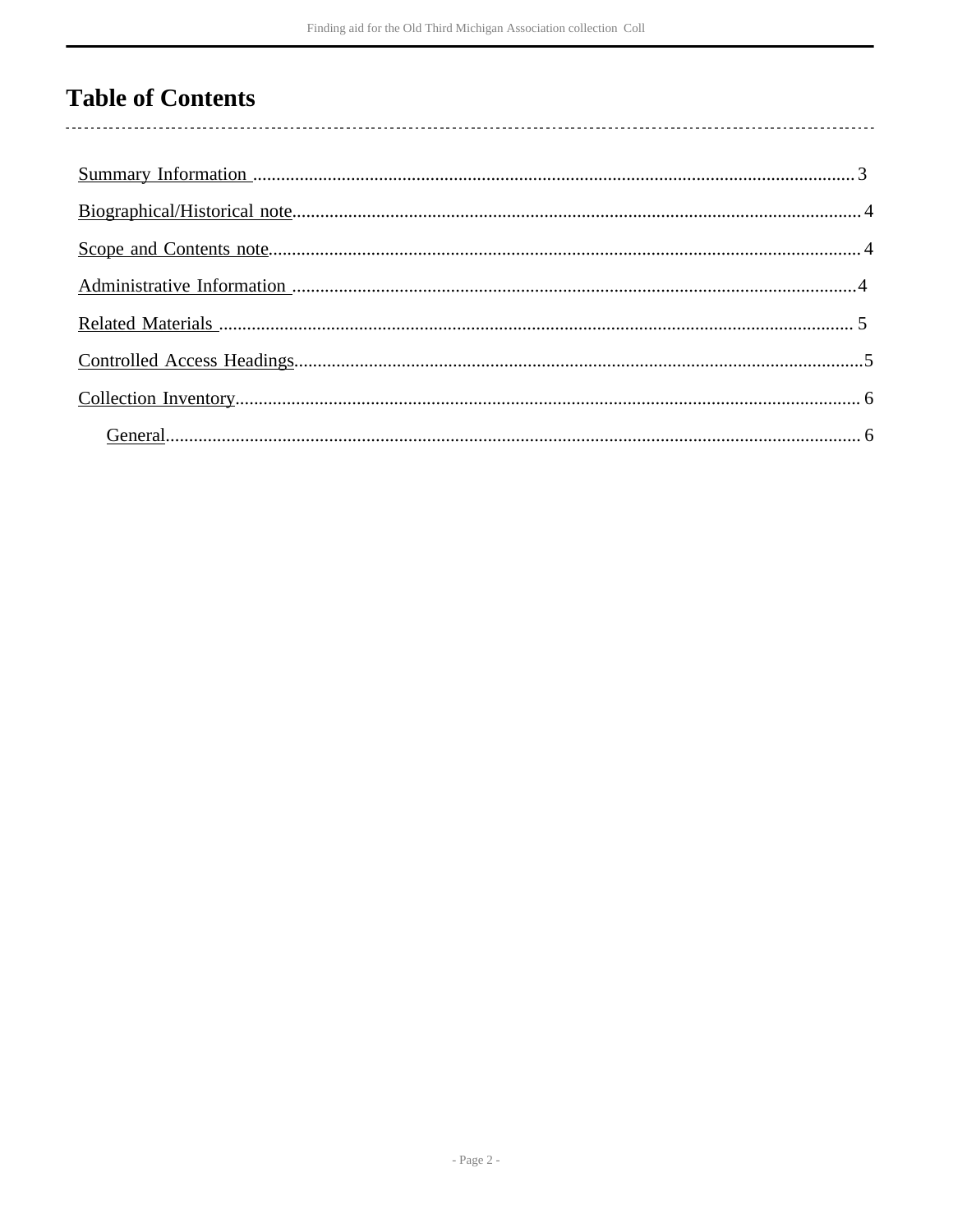# Table of Contents

- Summary Information ... 3
- Biographical/Historical note ... 4
- Scope and Contents note ... 4
- Administrative Information ... 4
- Related Materials ... 5
- Controlled Access Headings ... 5
- Collection Inventory ... 6
  - General ... 6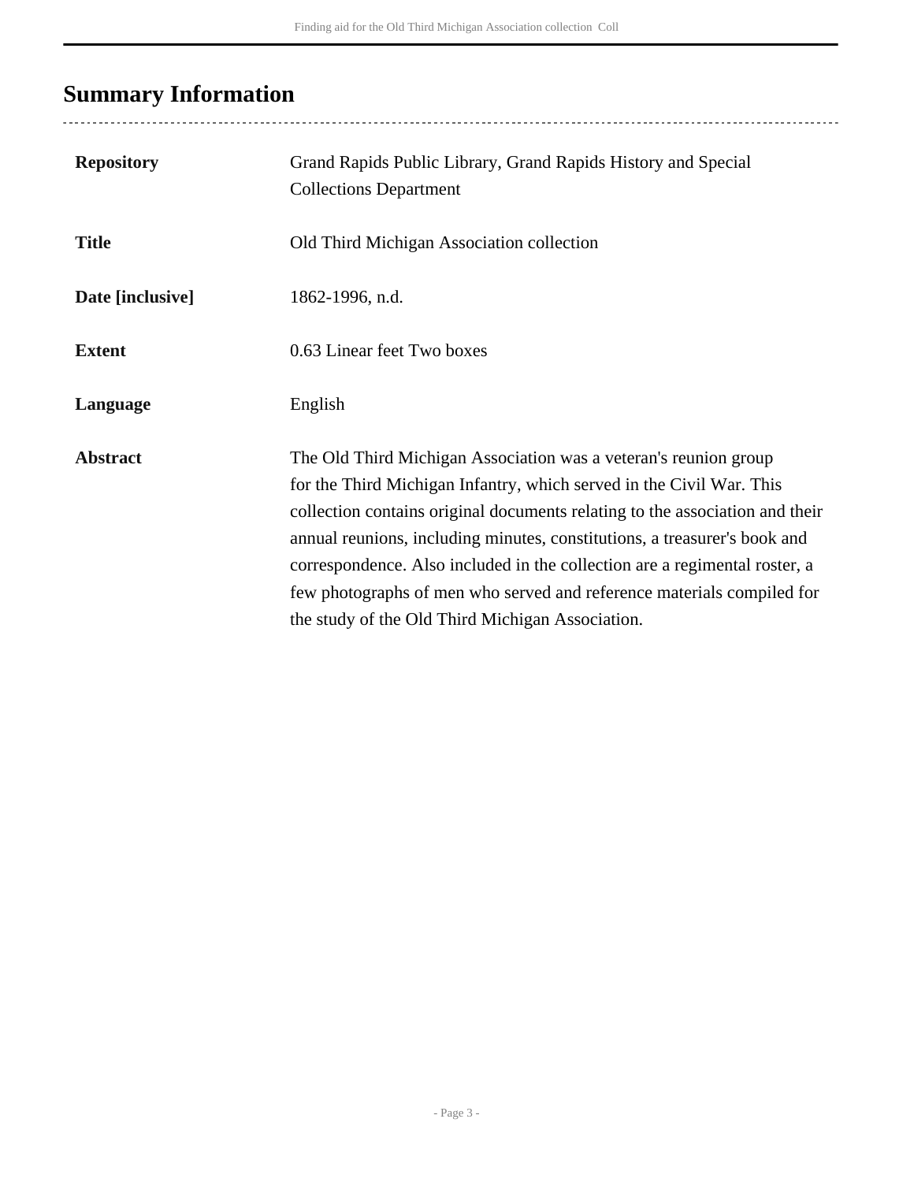## Summary Information

| | |
|---|---|
| **Repository** | Grand Rapids Public Library, Grand Rapids History and Special Collections Department |
| **Title** | Old Third Michigan Association collection |
| **Date [inclusive]** | 1862-1996, n.d. |
| **Extent** | 0.63 Linear feet Two boxes |
| **Language** | English |
| **Abstract** | The Old Third Michigan Association was a veteran's reunion group for the Third Michigan Infantry, which served in the Civil War. This collection contains original documents relating to the association and their annual reunions, including minutes, constitutions, a treasurer's book and correspondence. Also included in the collection are a regimental roster, a few photographs of men who served and reference materials compiled for the study of the Old Third Michigan Association. |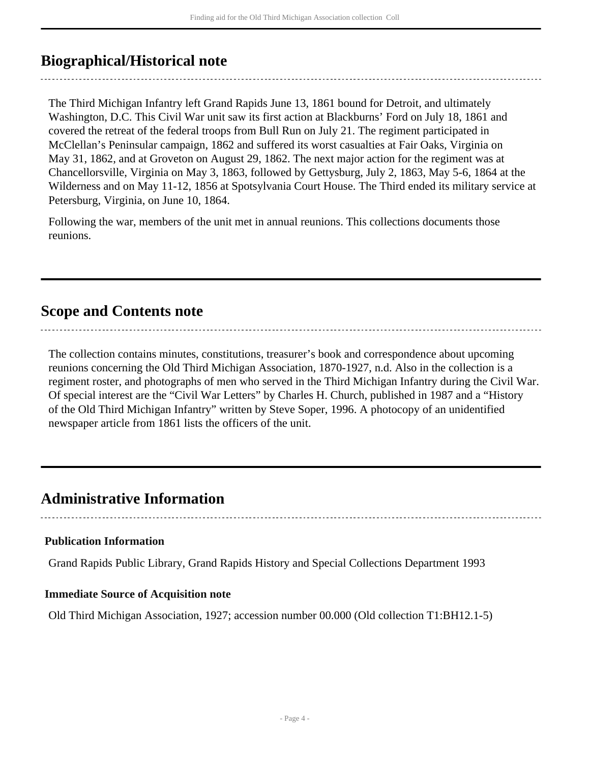## Biographical/Historical note

The Third Michigan Infantry left Grand Rapids June 13, 1861 bound for Detroit, and ultimately Washington, D.C. This Civil War unit saw its first action at Blackburns' Ford on July 18, 1861 and covered the retreat of the federal troops from Bull Run on July 21. The regiment participated in McClellan's Peninsular campaign, 1862 and suffered its worst casualties at Fair Oaks, Virginia on May 31, 1862, and at Groveton on August 29, 1862. The next major action for the regiment was at Chancellorsville, Virginia on May 3, 1863, followed by Gettysburg, July 2, 1863, May 5-6, 1864 at the Wilderness and on May 11-12, 1856 at Spotsylvania Court House. The Third ended its military service at Petersburg, Virginia, on June 10, 1864.

Following the war, members of the unit met in annual reunions. This collections documents those reunions.

## Scope and Contents note

The collection contains minutes, constitutions, treasurer's book and correspondence about upcoming reunions concerning the Old Third Michigan Association, 1870-1927, n.d. Also in the collection is a regiment roster, and photographs of men who served in the Third Michigan Infantry during the Civil War. Of special interest are the "Civil War Letters" by Charles H. Church, published in 1987 and a "History of the Old Third Michigan Infantry" written by Steve Soper, 1996. A photocopy of an unidentified newspaper article from 1861 lists the officers of the unit.

## Administrative Information

**Publication Information**

Grand Rapids Public Library, Grand Rapids History and Special Collections Department 1993

**Immediate Source of Acquisition note**

Old Third Michigan Association, 1927; accession number 00.000 (Old collection T1:BH12.1-5)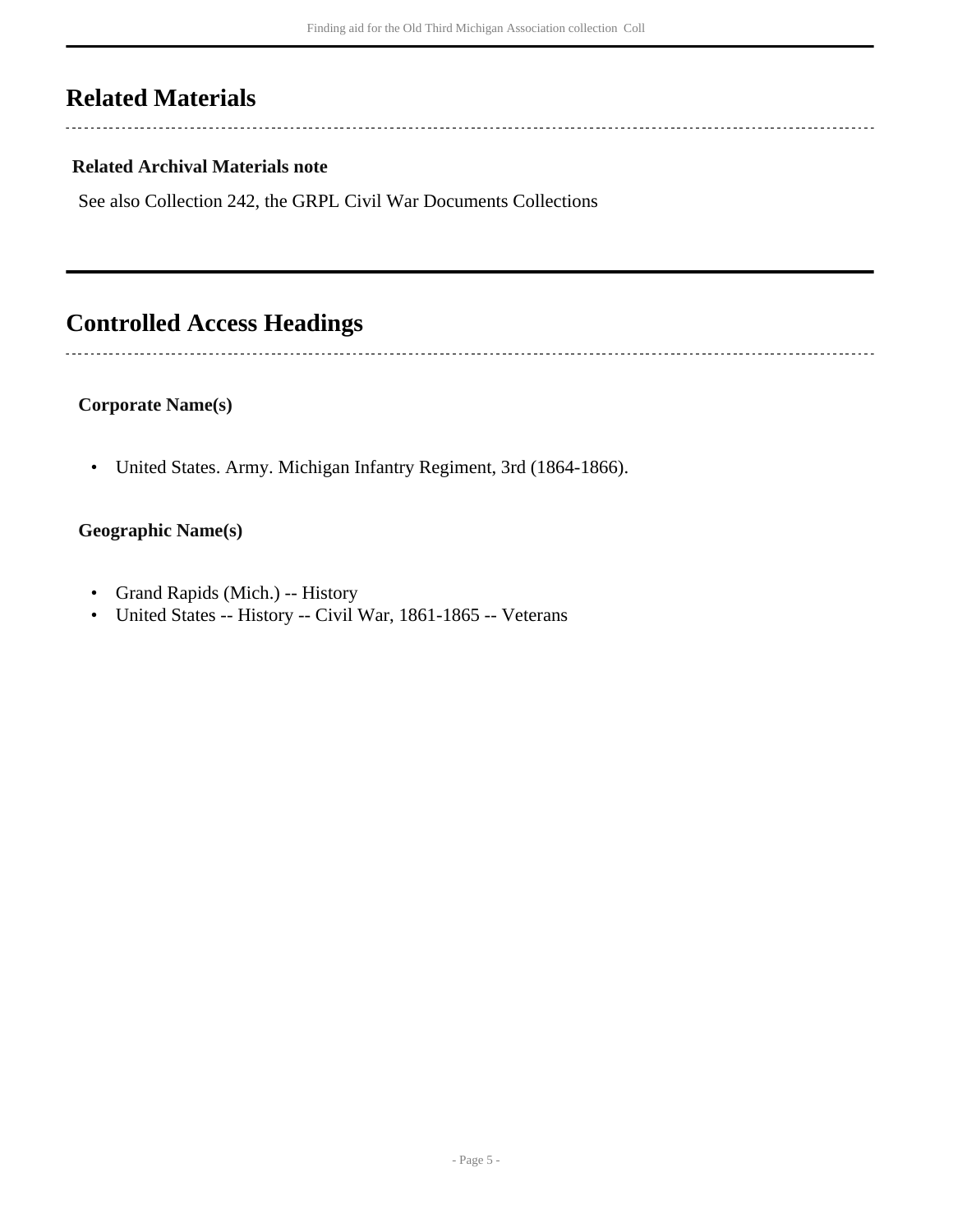## Related Materials

### Related Archival Materials note

See also Collection 242, the GRPL Civil War Documents Collections

## Controlled Access Headings

### Corporate Name(s)

- United States. Army. Michigan Infantry Regiment, 3rd (1864-1866).

### Geographic Name(s)

- Grand Rapids (Mich.) -- History
- United States -- History -- Civil War, 1861-1865 -- Veterans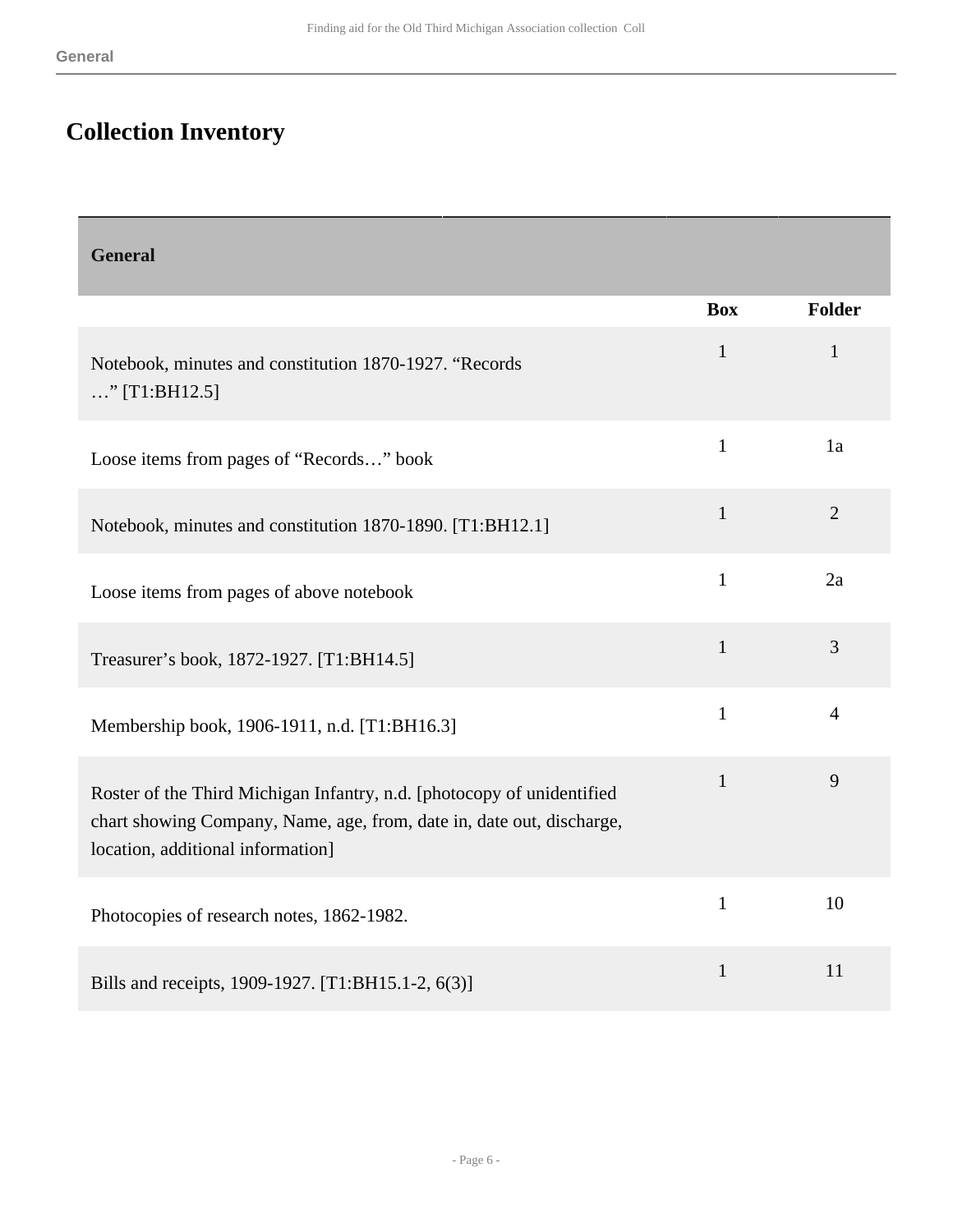## Collection Inventory

| General | Box | Folder |
| --- | --- | --- |
| Notebook, minutes and constitution 1870-1927. “Records …” [T1:BH12.5] | 1 | 1 |
| Loose items from pages of “Records…” book | 1 | 1a |
| Notebook, minutes and constitution 1870-1890. [T1:BH12.1] | 1 | 2 |
| Loose items from pages of above notebook | 1 | 2a |
| Treasurer’s book, 1872-1927. [T1:BH14.5] | 1 | 3 |
| Membership book, 1906-1911, n.d. [T1:BH16.3] | 1 | 4 |
| Roster of the Third Michigan Infantry, n.d. [photocopy of unidentified chart showing Company, Name, age, from, date in, date out, discharge, location, additional information] | 1 | 9 |
| Photocopies of research notes, 1862-1982. | 1 | 10 |
| Bills and receipts, 1909-1927. [T1:BH15.1-2, 6(3)] | 1 | 11 |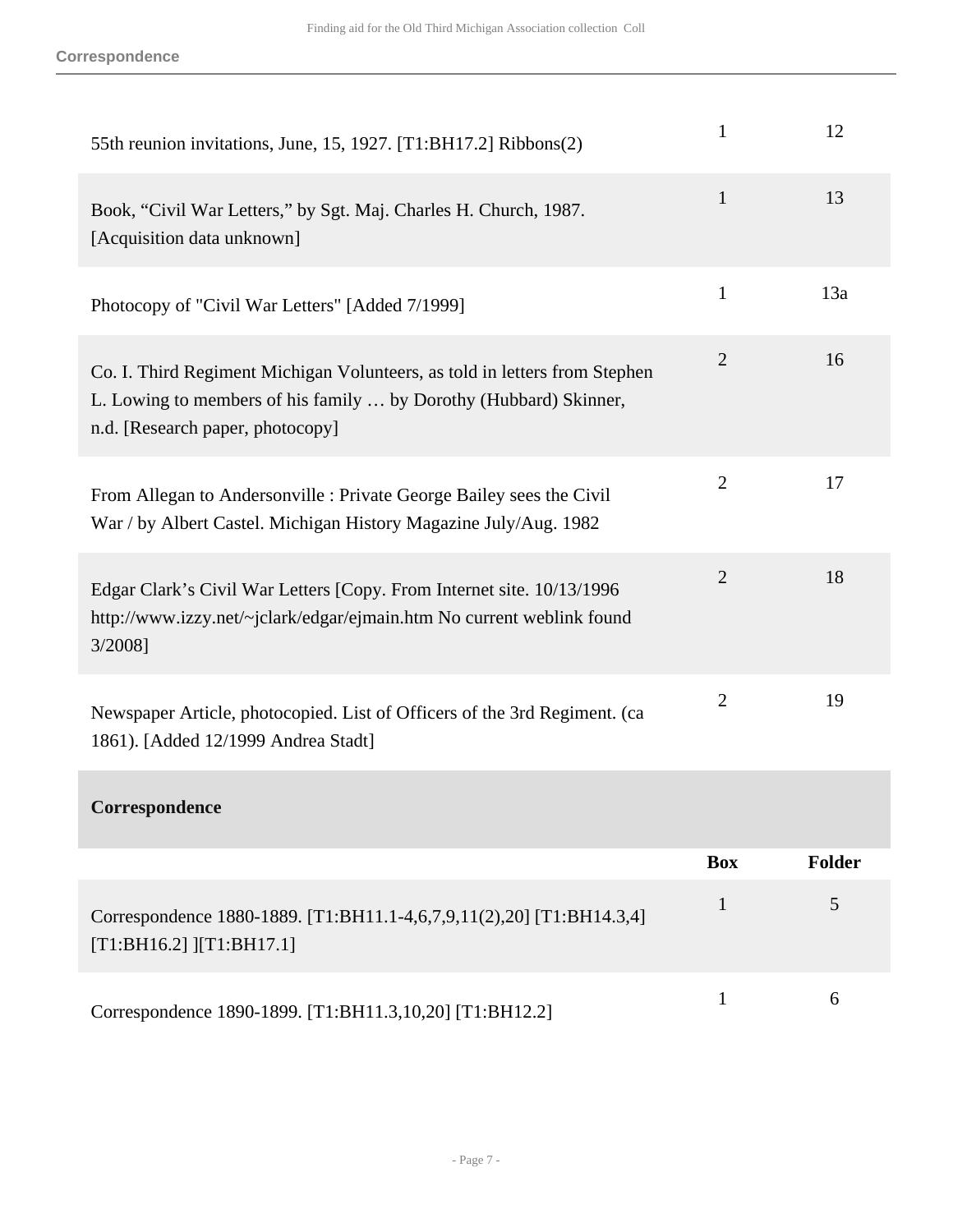| | Box | Folder |
|---|---|---|
| 55th reunion invitations, June, 15, 1927. [T1:BH17.2] Ribbons(2) | 1 | 12 |
| Book, “Civil War Letters,” by Sgt. Maj. Charles H. Church, 1987. [Acquisition data unknown] | 1 | 13 |
| Photocopy of "Civil War Letters" [Added 7/1999] | 1 | 13a |
| Co. I. Third Regiment Michigan Volunteers, as told in letters from Stephen L. Lowing to members of his family … by Dorothy (Hubbard) Skinner, n.d. [Research paper, photocopy] | 2 | 16 |
| From Allegan to Andersonville : Private George Bailey sees the Civil War / by Albert Castel. Michigan History Magazine July/Aug. 1982 | 2 | 17 |
| Edgar Clark’s Civil War Letters [Copy. From Internet site. 10/13/1996 http://www.izzy.net/~jclark/edgar/ejmain.htm No current weblink found 3/2008] | 2 | 18 |
| Newspaper Article, photocopied. List of Officers of the 3rd Regiment. (ca 1861). [Added 12/1999 Andrea Stadt] | 2 | 19 |

### Correspondence

| | Box | Folder |
|---|---|---|
| Correspondence 1880-1889. [T1:BH11.1-4,6,7,9,11(2),20] [T1:BH14.3,4] [T1:BH16.2] ][T1:BH17.1] | 1 | 5 |
| Correspondence 1890-1899. [T1:BH11.3,10,20] [T1:BH12.2] | 1 | 6 |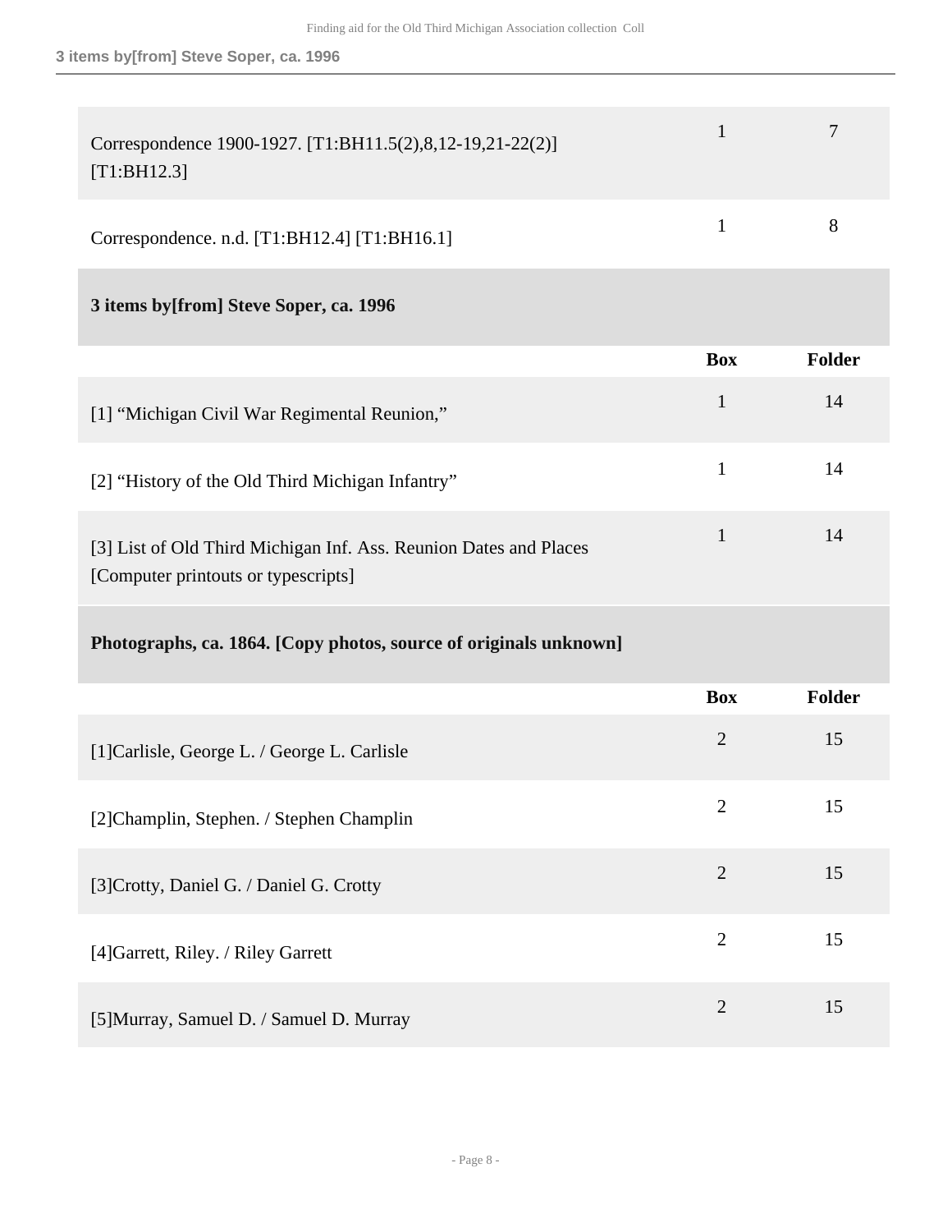| | Box | Folder |
| --- | --- | --- |
| Correspondence 1900-1927. [T1:BH11.5(2),8,12-19,21-22(2)] [T1:BH12.3] | 1 | 7 |
| Correspondence. n.d. [T1:BH12.4] [T1:BH16.1] | 1 | 8 |

### 3 items by[from] Steve Soper, ca. 1996

| | Box | Folder |
| --- | --- | --- |
| [1] “Michigan Civil War Regimental Reunion,” | 1 | 14 |
| [2] “History of the Old Third Michigan Infantry” | 1 | 14 |
| [3] List of Old Third Michigan Inf. Ass. Reunion Dates and Places [Computer printouts or typescripts] | 1 | 14 |

### Photographs, ca. 1864. [Copy photos, source of originals unknown]

| | Box | Folder |
| --- | --- | --- |
| [1]Carlisle, George L. / George L. Carlisle | 2 | 15 |
| [2]Champlin, Stephen. / Stephen Champlin | 2 | 15 |
| [3]Crotty, Daniel G. / Daniel G. Crotty | 2 | 15 |
| [4]Garrett, Riley. / Riley Garrett | 2 | 15 |
| [5]Murray, Samuel D. / Samuel D. Murray | 2 | 15 |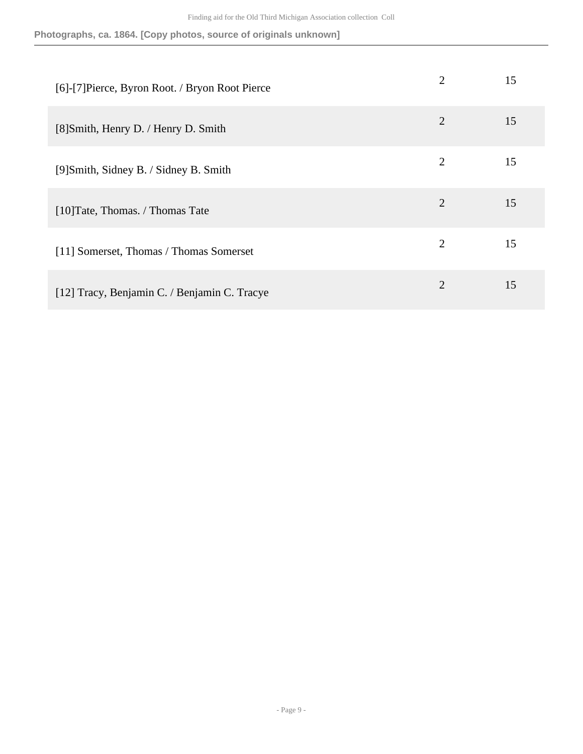**Photographs, ca. 1864. [Copy photos, source of originals unknown]**

| | | |
|---|---|---|
| [6]-[7]Pierce, Byron Root. / Bryon Root Pierce | 2 | 15 |
| [8]Smith, Henry D. / Henry D. Smith | 2 | 15 |
| [9]Smith, Sidney B. / Sidney B. Smith | 2 | 15 |
| [10]Tate, Thomas. / Thomas Tate | 2 | 15 |
| [11] Somerset, Thomas / Thomas Somerset | 2 | 15 |
| [12] Tracy, Benjamin C. / Benjamin C. Tracye | 2 | 15 |